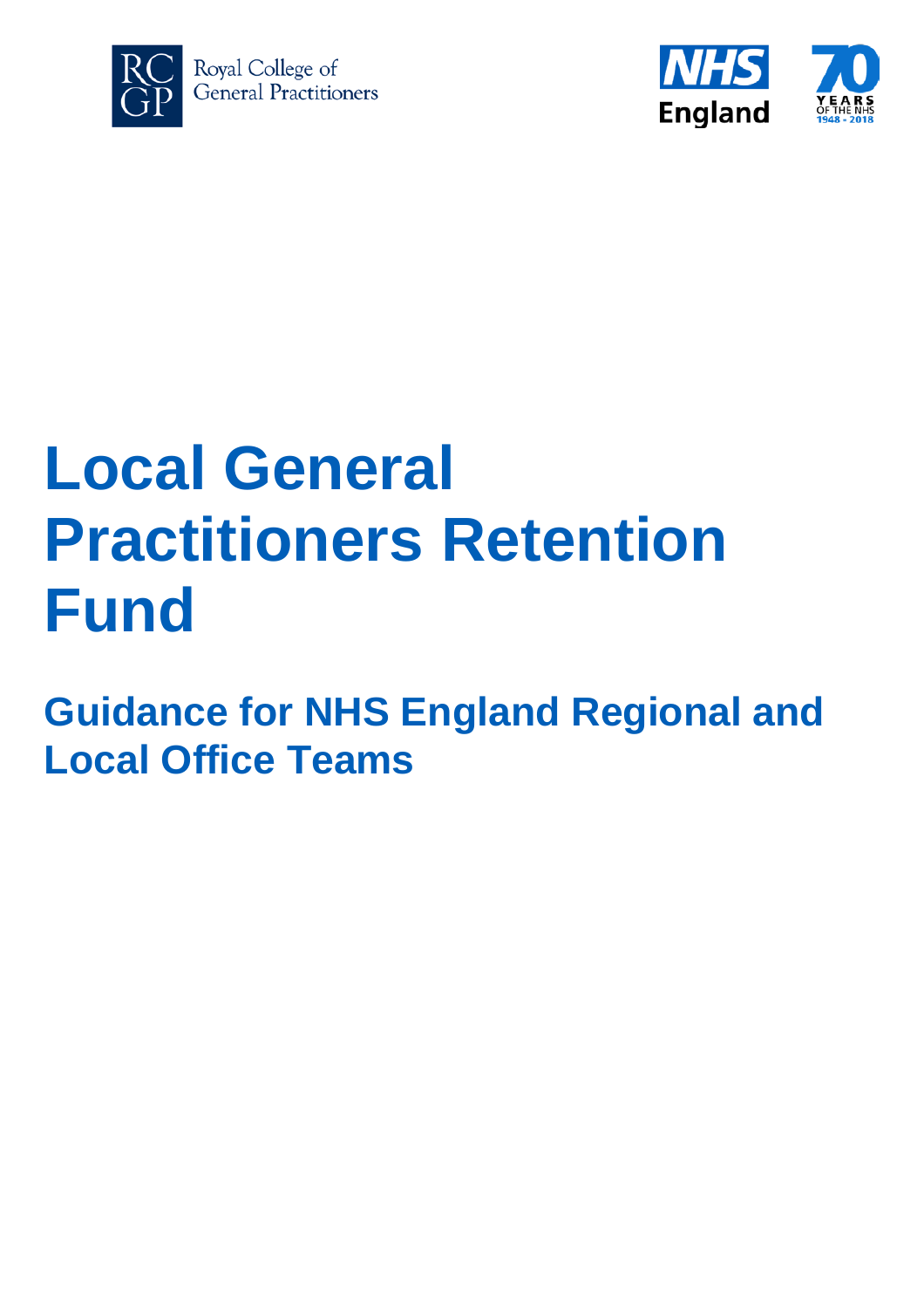Royal College of General Practitioners

NHS England

# Local General Practitioners Retention Fund

## Guidance for NHS England Regional and Local Office Teams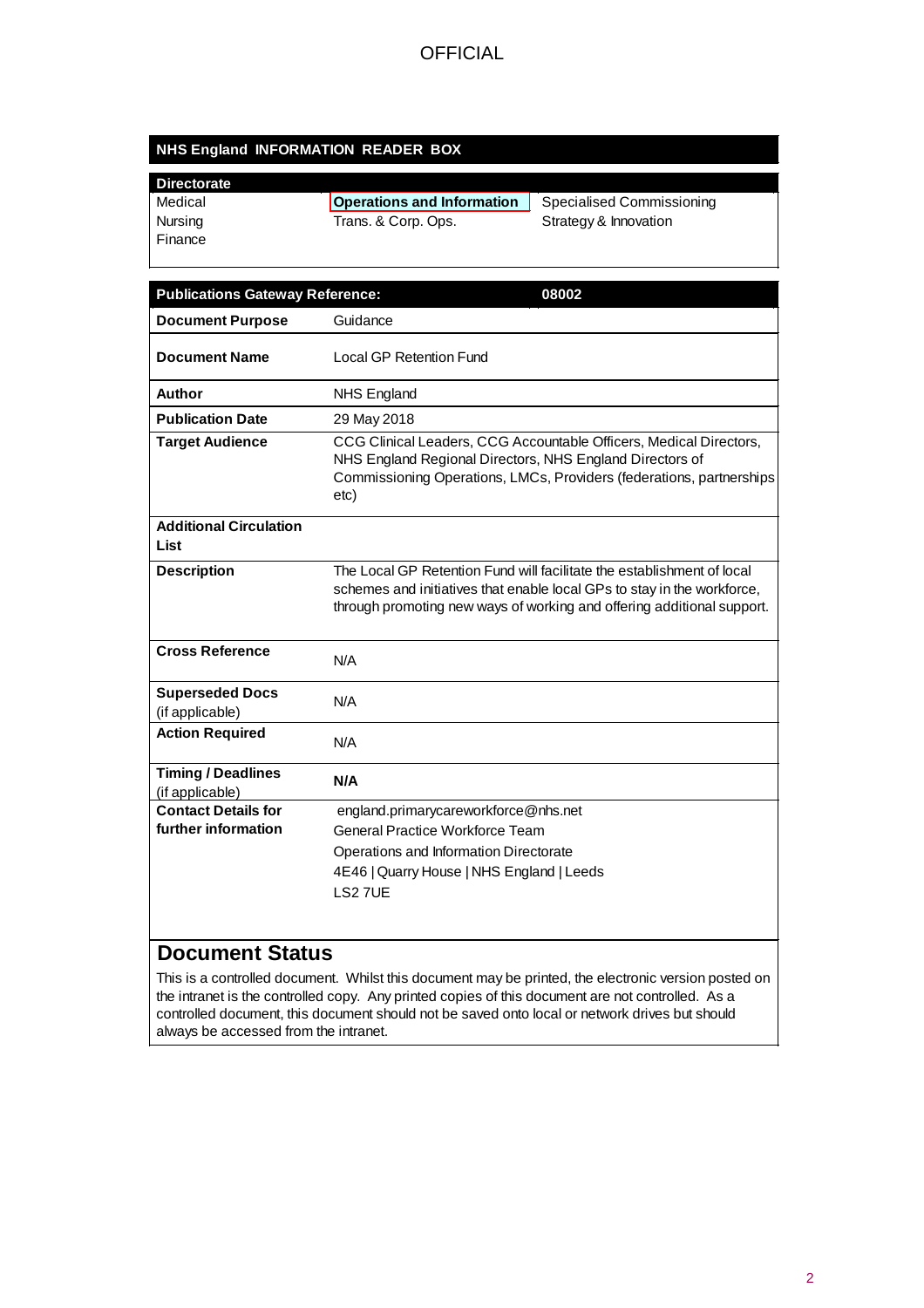## NHS England INFORMATION READER BOX

| Directorate | | |
|---|---|---|
| Medical | **Operations and Information** | Specialised Commissioning |
| Nursing | Trans. & Corp. Ops. | Strategy & Innovation |
| Finance | | |

| Publications Gateway Reference: | 08002 |
|---|---|
| **Document Purpose** | Guidance |
| **Document Name** | Local GP Retention Fund |
| **Author** | NHS England |
| **Publication Date** | 29 May 2018 |
| **Target Audience** | CCG Clinical Leaders, CCG Accountable Officers, Medical Directors, NHS England Regional Directors, NHS England Directors of Commissioning Operations, LMCs, Providers (federations, partnerships etc) |
| **Additional Circulation List** | |
| **Description** | The Local GP Retention Fund will facilitate the establishment of local schemes and initiatives that enable local GPs to stay in the workforce, through promoting new ways of working and offering additional support. |
| **Cross Reference** | N/A |
| **Superseded Docs** (if applicable) | N/A |
| **Action Required** | N/A |
| **Timing / Deadlines** (if applicable) | **N/A** |
| **Contact Details for further information** | england.primarycareworkforce@nhs.net<br>General Practice Workforce Team<br>Operations and Information Directorate<br>4E46 \| Quarry House \| NHS England \| Leeds<br>LS2 7UE |

## Document Status

This is a controlled document. Whilst this document may be printed, the electronic version posted on the intranet is the controlled copy. Any printed copies of this document are not controlled. As a controlled document, this document should not be saved onto local or network drives but should always be accessed from the intranet.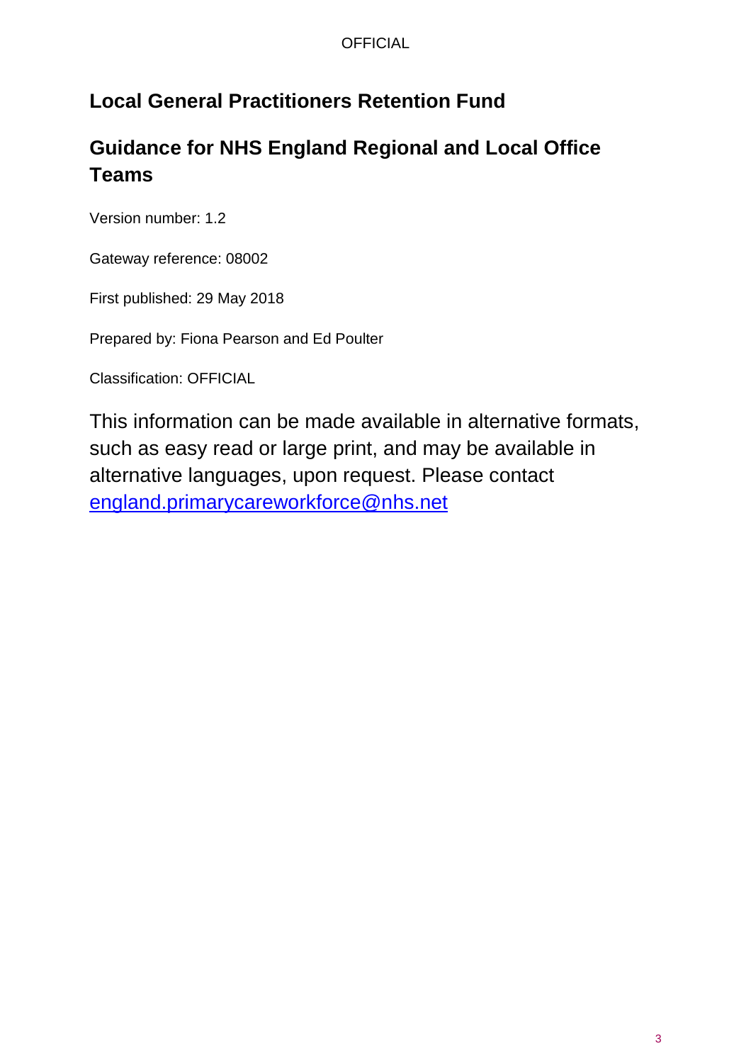# Local General Practitioners Retention Fund

## Guidance for NHS England Regional and Local Office Teams

Version number: 1.2

Gateway reference: 08002

First published: 29 May 2018

Prepared by: Fiona Pearson and Ed Poulter

Classification: OFFICIAL

This information can be made available in alternative formats, such as easy read or large print, and may be available in alternative languages, upon request. Please contact england.primarycareworkforce@nhs.net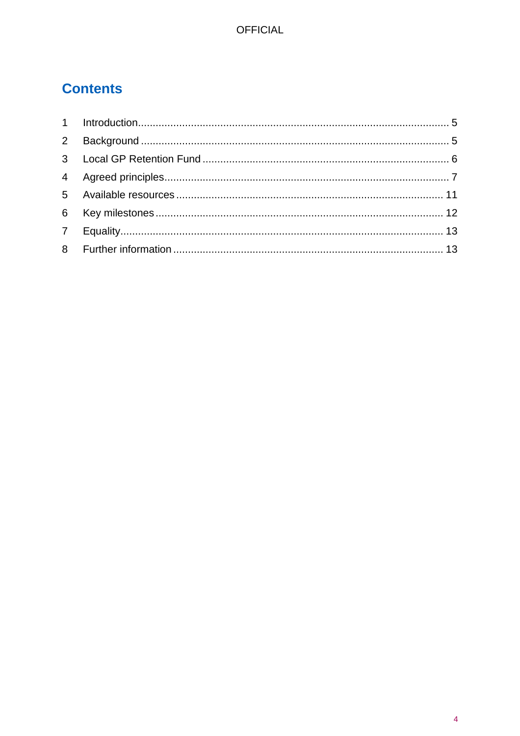# Contents

1 Introduction ........................................................................................................ 5

2 Background ........................................................................................................ 5

3 Local GP Retention Fund ................................................................................... 6

4 Agreed principles ............................................................................................... 7

5 Available resources ......................................................................................... 11

6 Key milestones ................................................................................................. 12

7 Equality ............................................................................................................ 13

8 Further information .......................................................................................... 13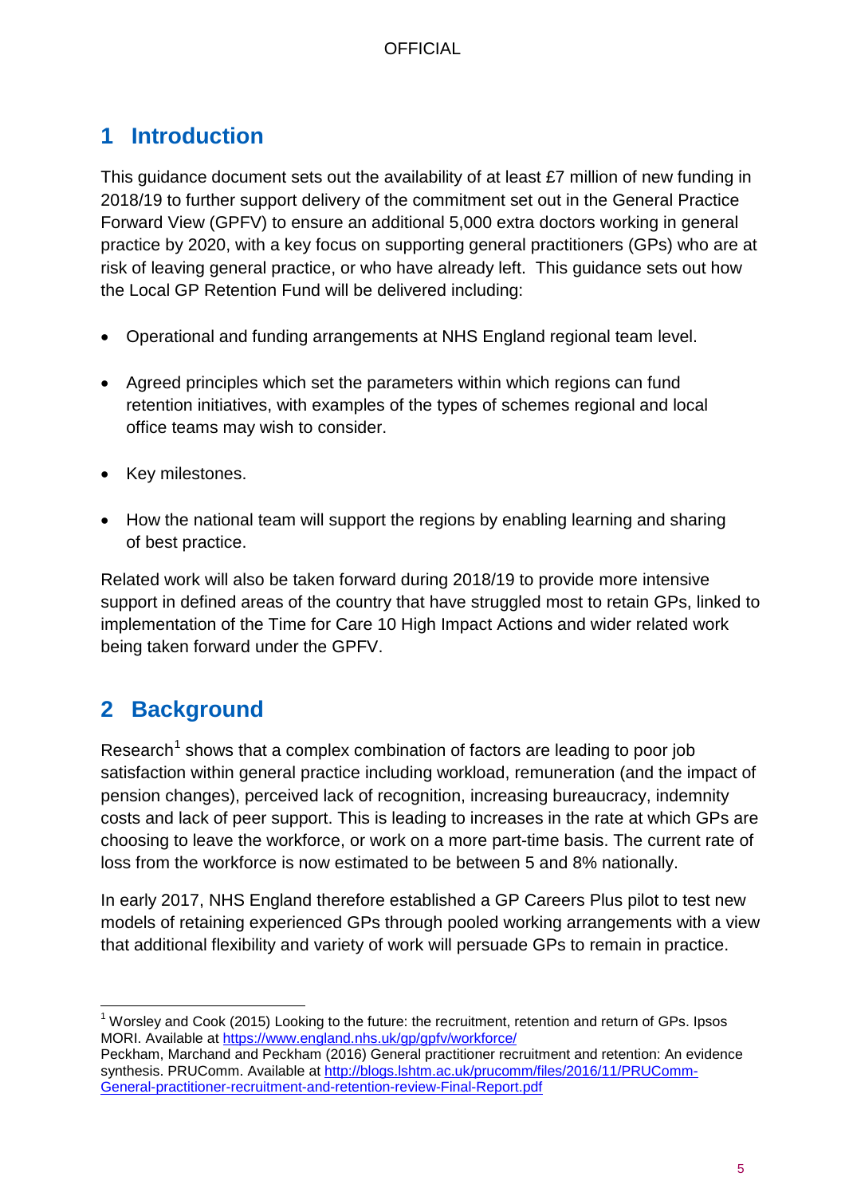# 1 Introduction

This guidance document sets out the availability of at least £7 million of new funding in 2018/19 to further support delivery of the commitment set out in the General Practice Forward View (GPFV) to ensure an additional 5,000 extra doctors working in general practice by 2020, with a key focus on supporting general practitioners (GPs) who are at risk of leaving general practice, or who have already left. This guidance sets out how the Local GP Retention Fund will be delivered including:

- Operational and funding arrangements at NHS England regional team level.
- Agreed principles which set the parameters within which regions can fund retention initiatives, with examples of the types of schemes regional and local office teams may wish to consider.
- Key milestones.
- How the national team will support the regions by enabling learning and sharing of best practice.

Related work will also be taken forward during 2018/19 to provide more intensive support in defined areas of the country that have struggled most to retain GPs, linked to implementation of the Time for Care 10 High Impact Actions and wider related work being taken forward under the GPFV.

# 2 Background

Research[1] shows that a complex combination of factors are leading to poor job satisfaction within general practice including workload, remuneration (and the impact of pension changes), perceived lack of recognition, increasing bureaucracy, indemnity costs and lack of peer support. This is leading to increases in the rate at which GPs are choosing to leave the workforce, or work on a more part-time basis. The current rate of loss from the workforce is now estimated to be between 5 and 8% nationally.

In early 2017, NHS England therefore established a GP Careers Plus pilot to test new models of retaining experienced GPs through pooled working arrangements with a view that additional flexibility and variety of work will persuade GPs to remain in practice.

---

[1] Worsley and Cook (2015) Looking to the future: the recruitment, retention and return of GPs. Ipsos MORI. Available at https://www.england.nhs.uk/gp/gpfv/workforce/
Peckham, Marchand and Peckham (2016) General practitioner recruitment and retention: An evidence synthesis. PRUComm. Available at http://blogs.lshtm.ac.uk/prucomm/files/2016/11/PRUComm-General-practitioner-recruitment-and-retention-review-Final-Report.pdf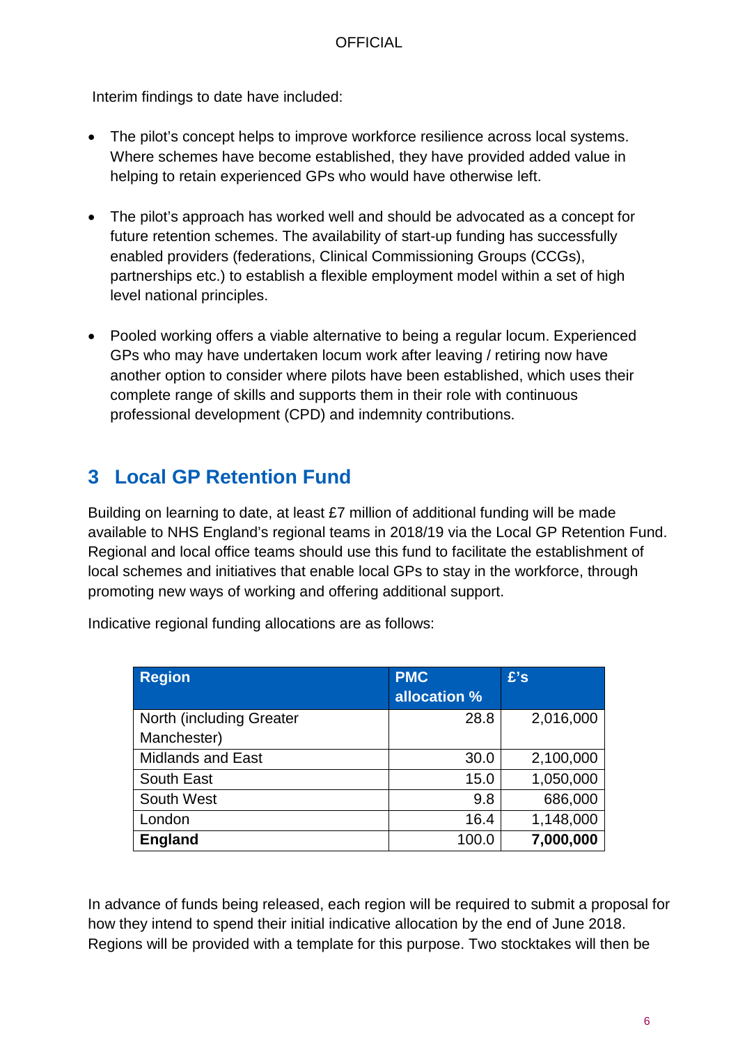Interim findings to date have included:

- The pilot's concept helps to improve workforce resilience across local systems. Where schemes have become established, they have provided added value in helping to retain experienced GPs who would have otherwise left.

- The pilot's approach has worked well and should be advocated as a concept for future retention schemes. The availability of start-up funding has successfully enabled providers (federations, Clinical Commissioning Groups (CCGs), partnerships etc.) to establish a flexible employment model within a set of high level national principles.

- Pooled working offers a viable alternative to being a regular locum. Experienced GPs who may have undertaken locum work after leaving / retiring now have another option to consider where pilots have been established, which uses their complete range of skills and supports them in their role with continuous professional development (CPD) and indemnity contributions.

## 3 Local GP Retention Fund

Building on learning to date, at least £7 million of additional funding will be made available to NHS England's regional teams in 2018/19 via the Local GP Retention Fund. Regional and local office teams should use this fund to facilitate the establishment of local schemes and initiatives that enable local GPs to stay in the workforce, through promoting new ways of working and offering additional support.

Indicative regional funding allocations are as follows:

| Region | PMC allocation % | £'s |
|---|---|---|
| North (including Greater Manchester) | 28.8 | 2,016,000 |
| Midlands and East | 30.0 | 2,100,000 |
| South East | 15.0 | 1,050,000 |
| South West | 9.8 | 686,000 |
| London | 16.4 | 1,148,000 |
| **England** | 100.0 | **7,000,000** |

In advance of funds being released, each region will be required to submit a proposal for how they intend to spend their initial indicative allocation by the end of June 2018. Regions will be provided with a template for this purpose. Two stocktakes will then be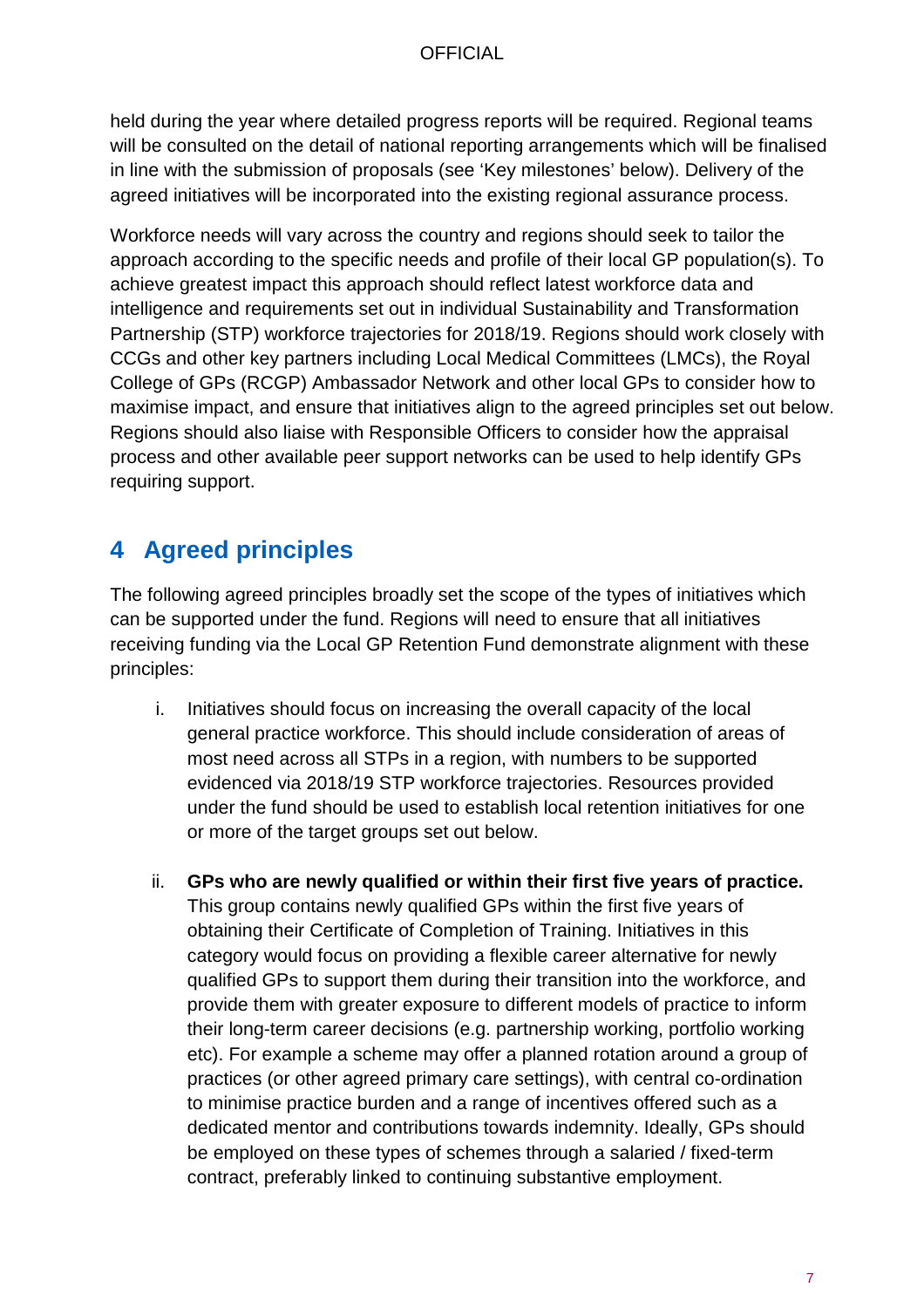held during the year where detailed progress reports will be required. Regional teams will be consulted on the detail of national reporting arrangements which will be finalised in line with the submission of proposals (see 'Key milestones' below). Delivery of the agreed initiatives will be incorporated into the existing regional assurance process.

Workforce needs will vary across the country and regions should seek to tailor the approach according to the specific needs and profile of their local GP population(s). To achieve greatest impact this approach should reflect latest workforce data and intelligence and requirements set out in individual Sustainability and Transformation Partnership (STP) workforce trajectories for 2018/19. Regions should work closely with CCGs and other key partners including Local Medical Committees (LMCs), the Royal College of GPs (RCGP) Ambassador Network and other local GPs to consider how to maximise impact, and ensure that initiatives align to the agreed principles set out below. Regions should also liaise with Responsible Officers to consider how the appraisal process and other available peer support networks can be used to help identify GPs requiring support.

## 4 Agreed principles

The following agreed principles broadly set the scope of the types of initiatives which can be supported under the fund. Regions will need to ensure that all initiatives receiving funding via the Local GP Retention Fund demonstrate alignment with these principles:

i. Initiatives should focus on increasing the overall capacity of the local general practice workforce. This should include consideration of areas of most need across all STPs in a region, with numbers to be supported evidenced via 2018/19 STP workforce trajectories. Resources provided under the fund should be used to establish local retention initiatives for one or more of the target groups set out below.

ii. **GPs who are newly qualified or within their first five years of practice.** This group contains newly qualified GPs within the first five years of obtaining their Certificate of Completion of Training. Initiatives in this category would focus on providing a flexible career alternative for newly qualified GPs to support them during their transition into the workforce, and provide them with greater exposure to different models of practice to inform their long-term career decisions (e.g. partnership working, portfolio working etc). For example a scheme may offer a planned rotation around a group of practices (or other agreed primary care settings), with central co-ordination to minimise practice burden and a range of incentives offered such as a dedicated mentor and contributions towards indemnity. Ideally, GPs should be employed on these types of schemes through a salaried / fixed-term contract, preferably linked to continuing substantive employment.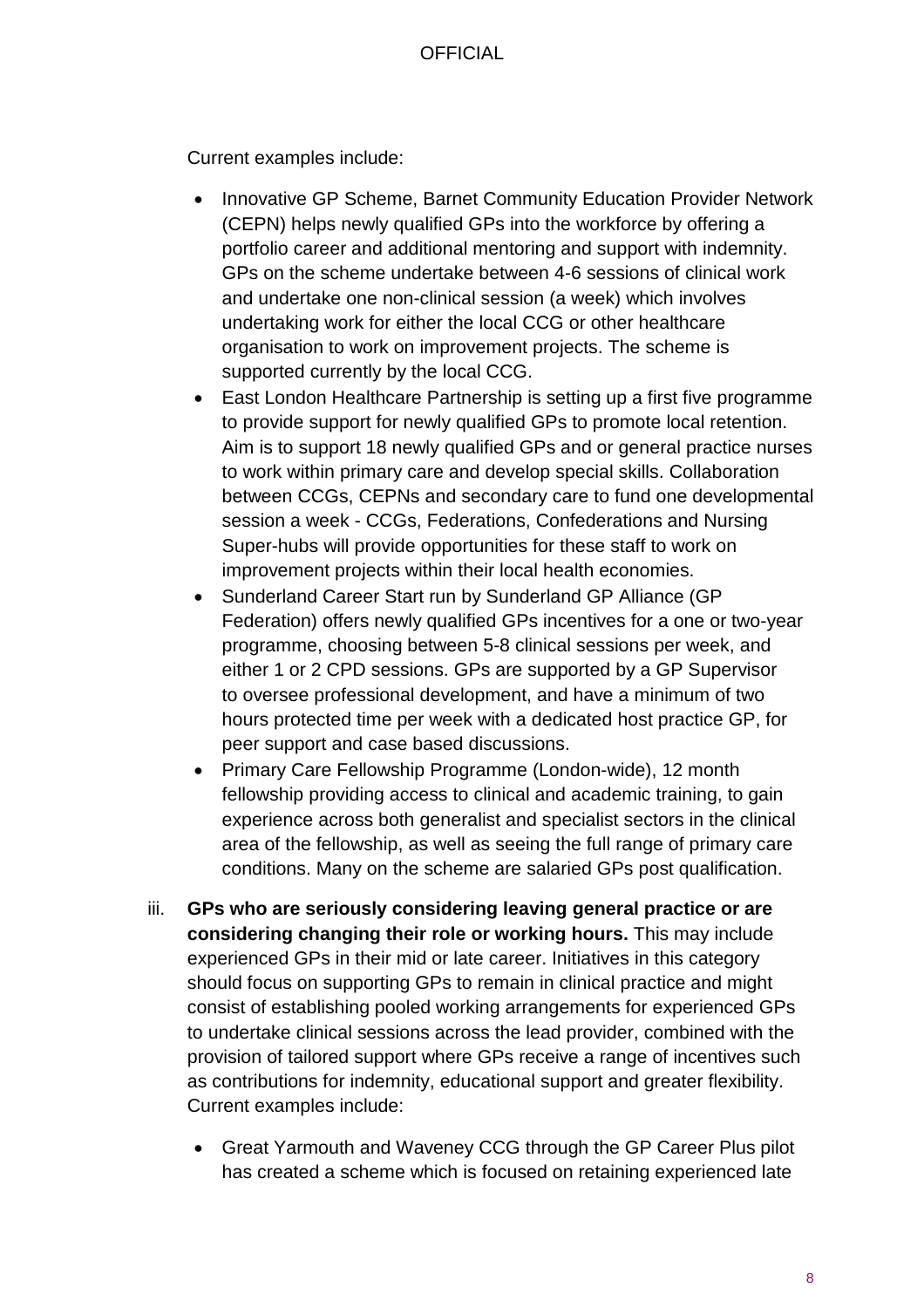Current examples include:

- Innovative GP Scheme, Barnet Community Education Provider Network (CEPN) helps newly qualified GPs into the workforce by offering a portfolio career and additional mentoring and support with indemnity. GPs on the scheme undertake between 4-6 sessions of clinical work and undertake one non-clinical session (a week) which involves undertaking work for either the local CCG or other healthcare organisation to work on improvement projects. The scheme is supported currently by the local CCG.
- East London Healthcare Partnership is setting up a first five programme to provide support for newly qualified GPs to promote local retention. Aim is to support 18 newly qualified GPs and or general practice nurses to work within primary care and develop special skills. Collaboration between CCGs, CEPNs and secondary care to fund one developmental session a week - CCGs, Federations, Confederations and Nursing Super-hubs will provide opportunities for these staff to work on improvement projects within their local health economies.
- Sunderland Career Start run by Sunderland GP Alliance (GP Federation) offers newly qualified GPs incentives for a one or two-year programme, choosing between 5-8 clinical sessions per week, and either 1 or 2 CPD sessions. GPs are supported by a GP Supervisor to oversee professional development, and have a minimum of two hours protected time per week with a dedicated host practice GP, for peer support and case based discussions.
- Primary Care Fellowship Programme (London-wide), 12 month fellowship providing access to clinical and academic training, to gain experience across both generalist and specialist sectors in the clinical area of the fellowship, as well as seeing the full range of primary care conditions. Many on the scheme are salaried GPs post qualification.

iii. **GPs who are seriously considering leaving general practice or are considering changing their role or working hours.** This may include experienced GPs in their mid or late career. Initiatives in this category should focus on supporting GPs to remain in clinical practice and might consist of establishing pooled working arrangements for experienced GPs to undertake clinical sessions across the lead provider, combined with the provision of tailored support where GPs receive a range of incentives such as contributions for indemnity, educational support and greater flexibility. Current examples include:

- Great Yarmouth and Waveney CCG through the GP Career Plus pilot has created a scheme which is focused on retaining experienced late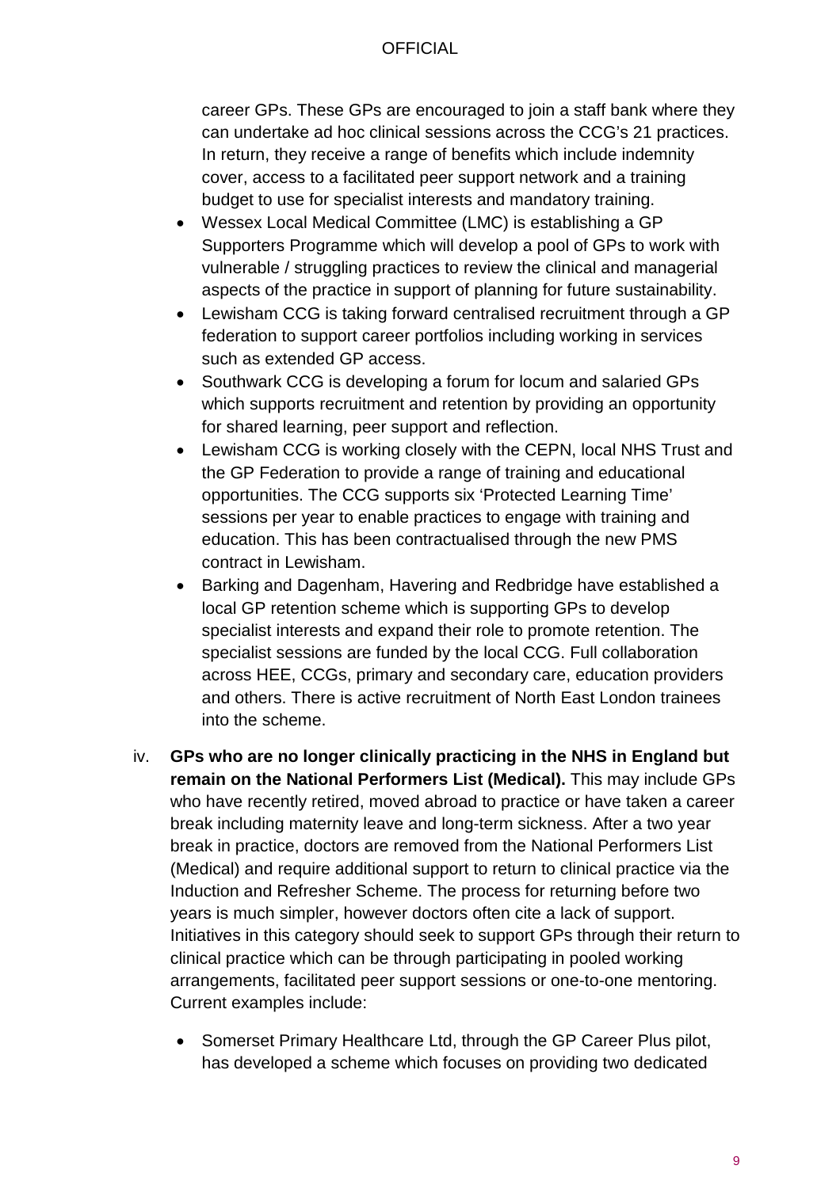career GPs. These GPs are encouraged to join a staff bank where they can undertake ad hoc clinical sessions across the CCG's 21 practices. In return, they receive a range of benefits which include indemnity cover, access to a facilitated peer support network and a training budget to use for specialist interests and mandatory training.

- Wessex Local Medical Committee (LMC) is establishing a GP Supporters Programme which will develop a pool of GPs to work with vulnerable / struggling practices to review the clinical and managerial aspects of the practice in support of planning for future sustainability.
- Lewisham CCG is taking forward centralised recruitment through a GP federation to support career portfolios including working in services such as extended GP access.
- Southwark CCG is developing a forum for locum and salaried GPs which supports recruitment and retention by providing an opportunity for shared learning, peer support and reflection.
- Lewisham CCG is working closely with the CEPN, local NHS Trust and the GP Federation to provide a range of training and educational opportunities. The CCG supports six 'Protected Learning Time' sessions per year to enable practices to engage with training and education. This has been contractualised through the new PMS contract in Lewisham.
- Barking and Dagenham, Havering and Redbridge have established a local GP retention scheme which is supporting GPs to develop specialist interests and expand their role to promote retention. The specialist sessions are funded by the local CCG. Full collaboration across HEE, CCGs, primary and secondary care, education providers and others. There is active recruitment of North East London trainees into the scheme.

iv. **GPs who are no longer clinically practicing in the NHS in England but remain on the National Performers List (Medical).** This may include GPs who have recently retired, moved abroad to practice or have taken a career break including maternity leave and long-term sickness. After a two year break in practice, doctors are removed from the National Performers List (Medical) and require additional support to return to clinical practice via the Induction and Refresher Scheme. The process for returning before two years is much simpler, however doctors often cite a lack of support. Initiatives in this category should seek to support GPs through their return to clinical practice which can be through participating in pooled working arrangements, facilitated peer support sessions or one-to-one mentoring. Current examples include:

- Somerset Primary Healthcare Ltd, through the GP Career Plus pilot, has developed a scheme which focuses on providing two dedicated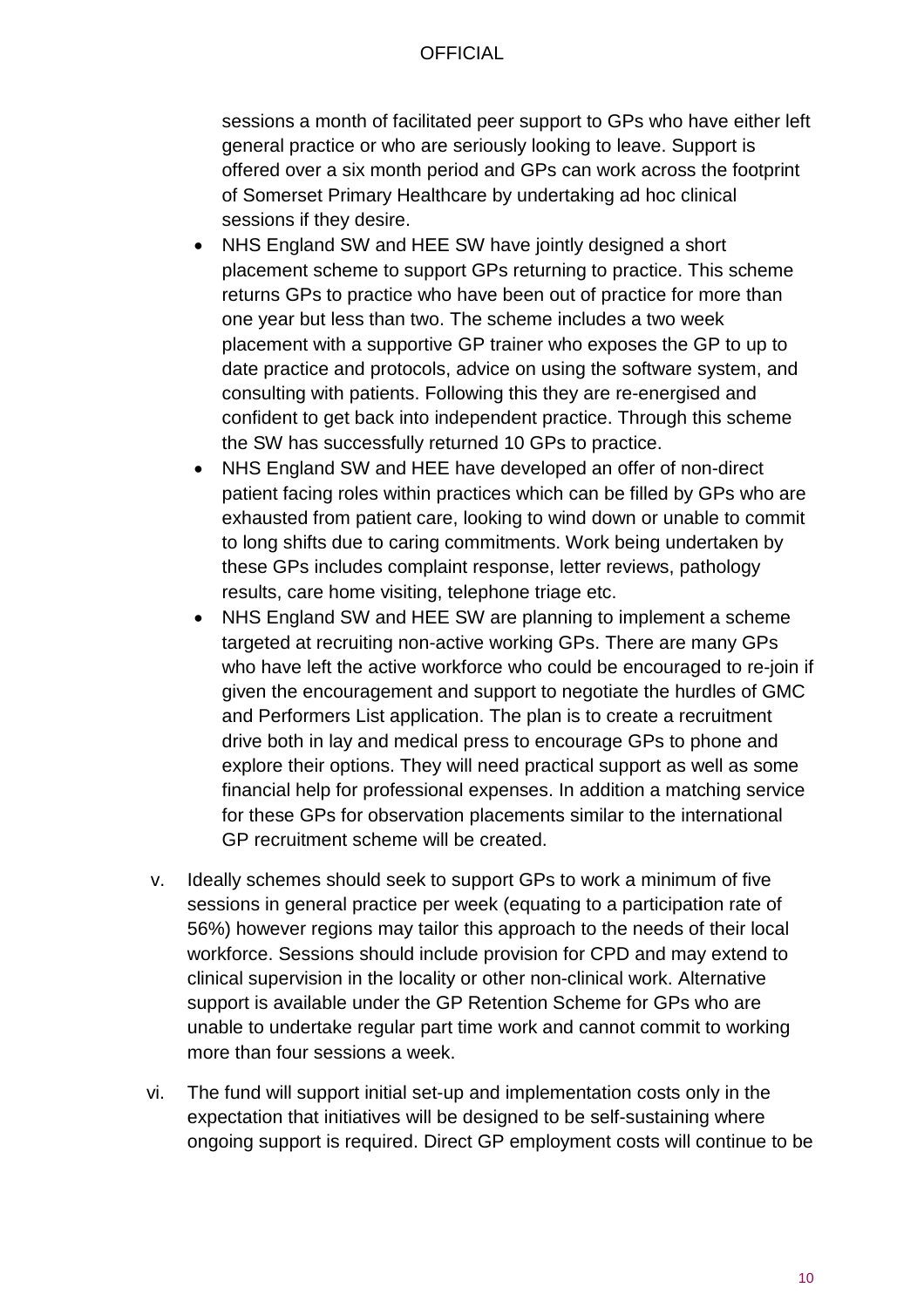sessions a month of facilitated peer support to GPs who have either left general practice or who are seriously looking to leave. Support is offered over a six month period and GPs can work across the footprint of Somerset Primary Healthcare by undertaking ad hoc clinical sessions if they desire.

- NHS England SW and HEE SW have jointly designed a short placement scheme to support GPs returning to practice. This scheme returns GPs to practice who have been out of practice for more than one year but less than two. The scheme includes a two week placement with a supportive GP trainer who exposes the GP to up to date practice and protocols, advice on using the software system, and consulting with patients. Following this they are re-energised and confident to get back into independent practice. Through this scheme the SW has successfully returned 10 GPs to practice.
- NHS England SW and HEE have developed an offer of non-direct patient facing roles within practices which can be filled by GPs who are exhausted from patient care, looking to wind down or unable to commit to long shifts due to caring commitments. Work being undertaken by these GPs includes complaint response, letter reviews, pathology results, care home visiting, telephone triage etc.
- NHS England SW and HEE SW are planning to implement a scheme targeted at recruiting non-active working GPs. There are many GPs who have left the active workforce who could be encouraged to re-join if given the encouragement and support to negotiate the hurdles of GMC and Performers List application. The plan is to create a recruitment drive both in lay and medical press to encourage GPs to phone and explore their options. They will need practical support as well as some financial help for professional expenses. In addition a matching service for these GPs for observation placements similar to the international GP recruitment scheme will be created.

v. Ideally schemes should seek to support GPs to work a minimum of five sessions in general practice per week (equating to a participation rate of 56%) however regions may tailor this approach to the needs of their local workforce. Sessions should include provision for CPD and may extend to clinical supervision in the locality or other non-clinical work. Alternative support is available under the GP Retention Scheme for GPs who are unable to undertake regular part time work and cannot commit to working more than four sessions a week.

vi. The fund will support initial set-up and implementation costs only in the expectation that initiatives will be designed to be self-sustaining where ongoing support is required. Direct GP employment costs will continue to be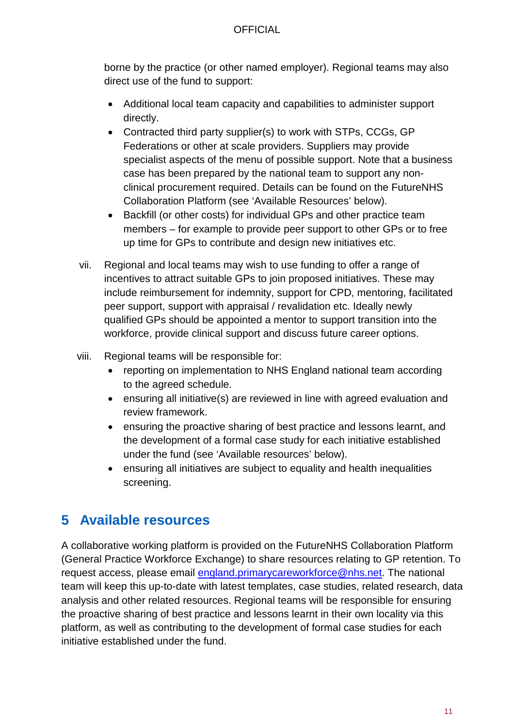borne by the practice (or other named employer). Regional teams may also direct use of the fund to support:

- Additional local team capacity and capabilities to administer support directly.
- Contracted third party supplier(s) to work with STPs, CCGs, GP Federations or other at scale providers. Suppliers may provide specialist aspects of the menu of possible support. Note that a business case has been prepared by the national team to support any non-clinical procurement required. Details can be found on the FutureNHS Collaboration Platform (see 'Available Resources' below).
- Backfill (or other costs) for individual GPs and other practice team members – for example to provide peer support to other GPs or to free up time for GPs to contribute and design new initiatives etc.

vii. Regional and local teams may wish to use funding to offer a range of incentives to attract suitable GPs to join proposed initiatives. These may include reimbursement for indemnity, support for CPD, mentoring, facilitated peer support, support with appraisal / revalidation etc. Ideally newly qualified GPs should be appointed a mentor to support transition into the workforce, provide clinical support and discuss future career options.

viii. Regional teams will be responsible for:

- reporting on implementation to NHS England national team according to the agreed schedule.
- ensuring all initiative(s) are reviewed in line with agreed evaluation and review framework.
- ensuring the proactive sharing of best practice and lessons learnt, and the development of a formal case study for each initiative established under the fund (see 'Available resources' below).
- ensuring all initiatives are subject to equality and health inequalities screening.

## 5 Available resources

A collaborative working platform is provided on the FutureNHS Collaboration Platform (General Practice Workforce Exchange) to share resources relating to GP retention. To request access, please email england.primarycareworkforce@nhs.net. The national team will keep this up-to-date with latest templates, case studies, related research, data analysis and other related resources. Regional teams will be responsible for ensuring the proactive sharing of best practice and lessons learnt in their own locality via this platform, as well as contributing to the development of formal case studies for each initiative established under the fund.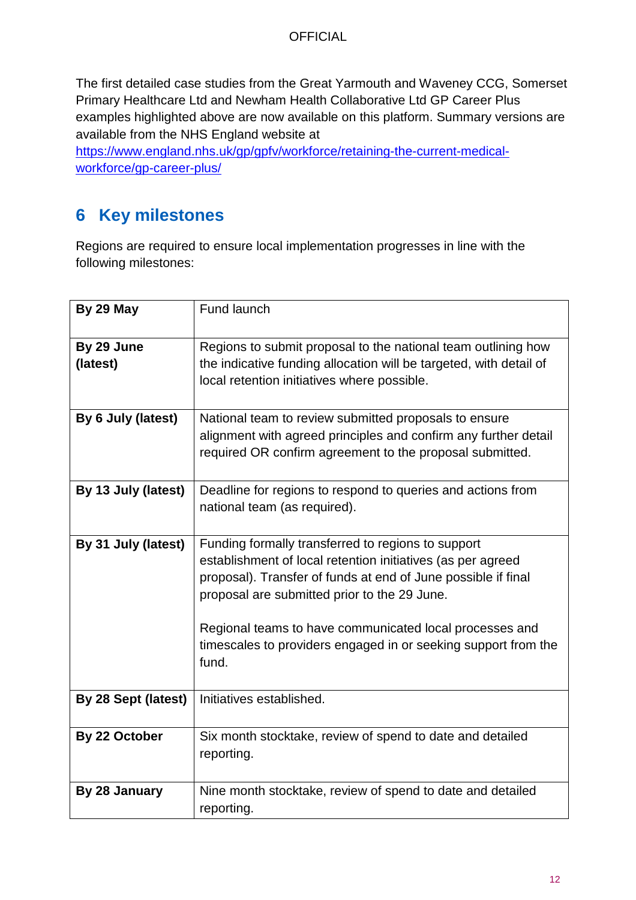The first detailed case studies from the Great Yarmouth and Waveney CCG, Somerset Primary Healthcare Ltd and Newham Health Collaborative Ltd GP Career Plus examples highlighted above are now available on this platform. Summary versions are available from the NHS England website at [https://www.england.nhs.uk/gp/gpfv/workforce/retaining-the-current-medical-workforce/gp-career-plus/](https://www.england.nhs.uk/gp/gpfv/workforce/retaining-the-current-medical-workforce/gp-career-plus/)

## 6 Key milestones

Regions are required to ensure local implementation progresses in line with the following milestones:

| | |
|---|---|
| **By 29 May** | Fund launch |
| **By 29 June (latest)** | Regions to submit proposal to the national team outlining how the indicative funding allocation will be targeted, with detail of local retention initiatives where possible. |
| **By 6 July (latest)** | National team to review submitted proposals to ensure alignment with agreed principles and confirm any further detail required OR confirm agreement to the proposal submitted. |
| **By 13 July (latest)** | Deadline for regions to respond to queries and actions from national team (as required). |
| **By 31 July (latest)** | Funding formally transferred to regions to support establishment of local retention initiatives (as per agreed proposal). Transfer of funds at end of June possible if final proposal are submitted prior to the 29 June.<br><br>Regional teams to have communicated local processes and timescales to providers engaged in or seeking support from the fund. |
| **By 28 Sept (latest)** | Initiatives established. |
| **By 22 October** | Six month stocktake, review of spend to date and detailed reporting. |
| **By 28 January** | Nine month stocktake, review of spend to date and detailed reporting. |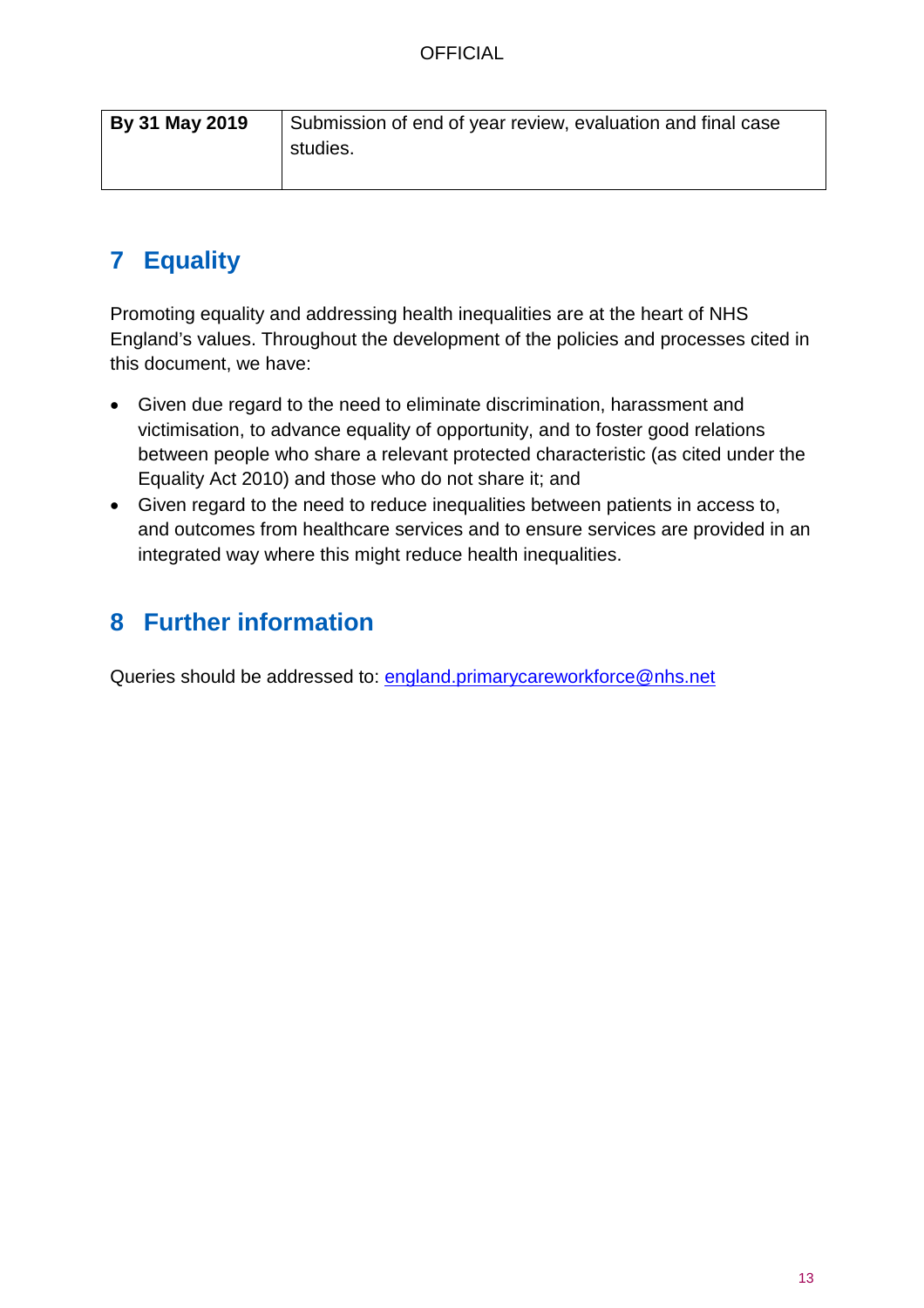| | |
|---|---|
| **By 31 May 2019** | Submission of end of year review, evaluation and final case studies. |

## 7 Equality

Promoting equality and addressing health inequalities are at the heart of NHS England's values. Throughout the development of the policies and processes cited in this document, we have:

- Given due regard to the need to eliminate discrimination, harassment and victimisation, to advance equality of opportunity, and to foster good relations between people who share a relevant protected characteristic (as cited under the Equality Act 2010) and those who do not share it; and
- Given regard to the need to reduce inequalities between patients in access to, and outcomes from healthcare services and to ensure services are provided in an integrated way where this might reduce health inequalities.

## 8 Further information

Queries should be addressed to: england.primarycareworkforce@nhs.net